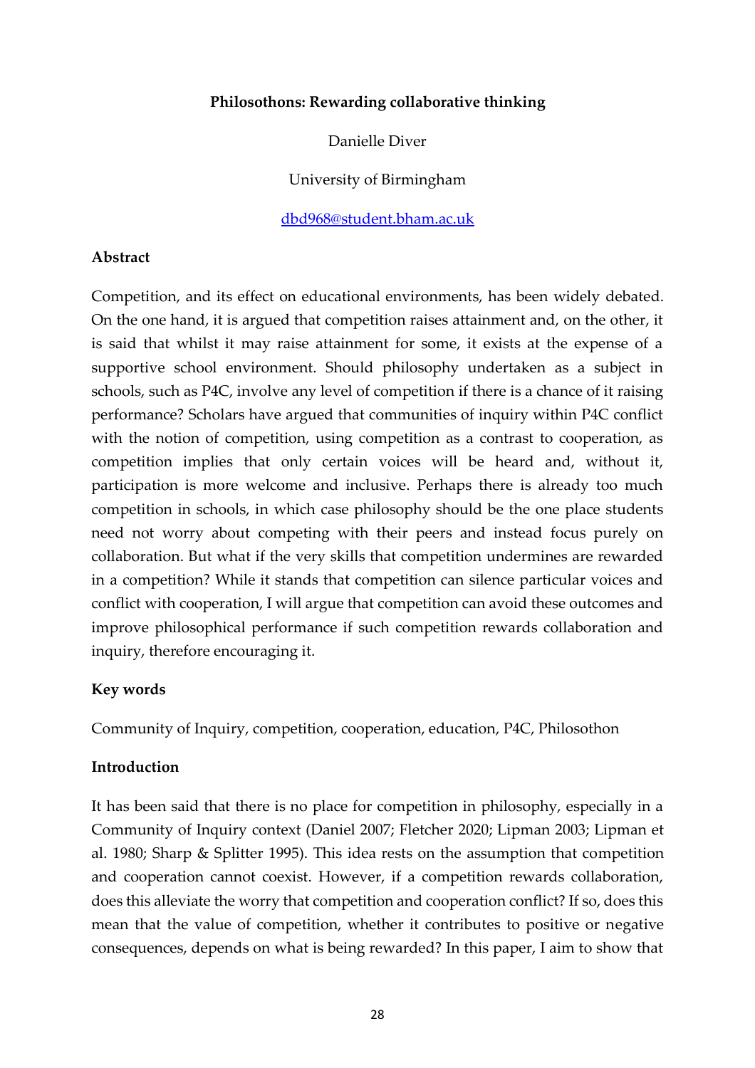# Philosothons: Rewarding collaborative thinking

Danielle Diver

University of Birmingham

dbd968@student.bham.ac.uk

## Abstract

Competition, and its effect on educational environments, has been widely debated. On the one hand, it is argued that competition raises attainment and, on the other, it is said that whilst it may raise attainment for some, it exists at the expense of a supportive school environment. Should philosophy undertaken as a subject in schools, such as P4C, involve any level of competition if there is a chance of it raising performance? Scholars have argued that communities of inquiry within P4C conflict with the notion of competition, using competition as a contrast to cooperation, as competition implies that only certain voices will be heard and, without it, participation is more welcome and inclusive. Perhaps there is already too much competition in schools, in which case philosophy should be the one place students need not worry about competing with their peers and instead focus purely on collaboration. But what if the very skills that competition undermines are rewarded in a competition? While it stands that competition can silence particular voices and conflict with cooperation, I will argue that competition can avoid these outcomes and improve philosophical performance if such competition rewards collaboration and inquiry, therefore encouraging it.

## Key words

Community of Inquiry, competition, cooperation, education, P4C, Philosothon

## Introduction

It has been said that there is no place for competition in philosophy, especially in a Community of Inquiry context (Daniel 2007; Fletcher 2020; Lipman 2003; Lipman et al. 1980; Sharp & Splitter 1995). This idea rests on the assumption that competition and cooperation cannot coexist. However, if a competition rewards collaboration, does this alleviate the worry that competition and cooperation conflict? If so, does this mean that the value of competition, whether it contributes to positive or negative consequences, depends on what is being rewarded? In this paper, I aim to show that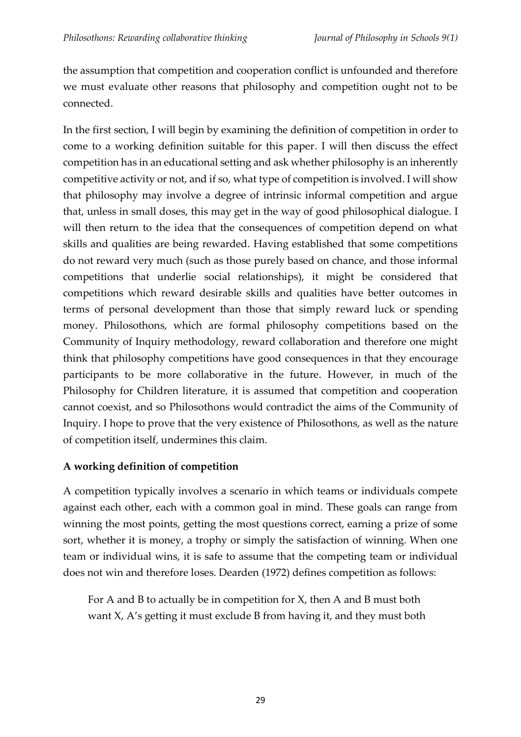the assumption that competition and cooperation conflict is unfounded and therefore we must evaluate other reasons that philosophy and competition ought not to be connected.

In the first section, I will begin by examining the definition of competition in order to come to a working definition suitable for this paper. I will then discuss the effect competition has in an educational setting and ask whether philosophy is an inherently competitive activity or not, and if so, what type of competition is involved. I will show that philosophy may involve a degree of intrinsic informal competition and argue that, unless in small doses, this may get in the way of good philosophical dialogue. I will then return to the idea that the consequences of competition depend on what skills and qualities are being rewarded. Having established that some competitions do not reward very much (such as those purely based on chance, and those informal competitions that underlie social relationships), it might be considered that competitions which reward desirable skills and qualities have better outcomes in terms of personal development than those that simply reward luck or spending money. Philosothons, which are formal philosophy competitions based on the Community of Inquiry methodology, reward collaboration and therefore one might think that philosophy competitions have good consequences in that they encourage participants to be more collaborative in the future. However, in much of the Philosophy for Children literature, it is assumed that competition and cooperation cannot coexist, and so Philosothons would contradict the aims of the Community of Inquiry. I hope to prove that the very existence of Philosothons, as well as the nature of competition itself, undermines this claim.

**A working definition of competition**

A competition typically involves a scenario in which teams or individuals compete against each other, each with a common goal in mind. These goals can range from winning the most points, getting the most questions correct, earning a prize of some sort, whether it is money, a trophy or simply the satisfaction of winning. When one team or individual wins, it is safe to assume that the competing team or individual does not win and therefore loses. Dearden (1972) defines competition as follows:

> For A and B to actually be in competition for X, then A and B must both want X, A's getting it must exclude B from having it, and they must both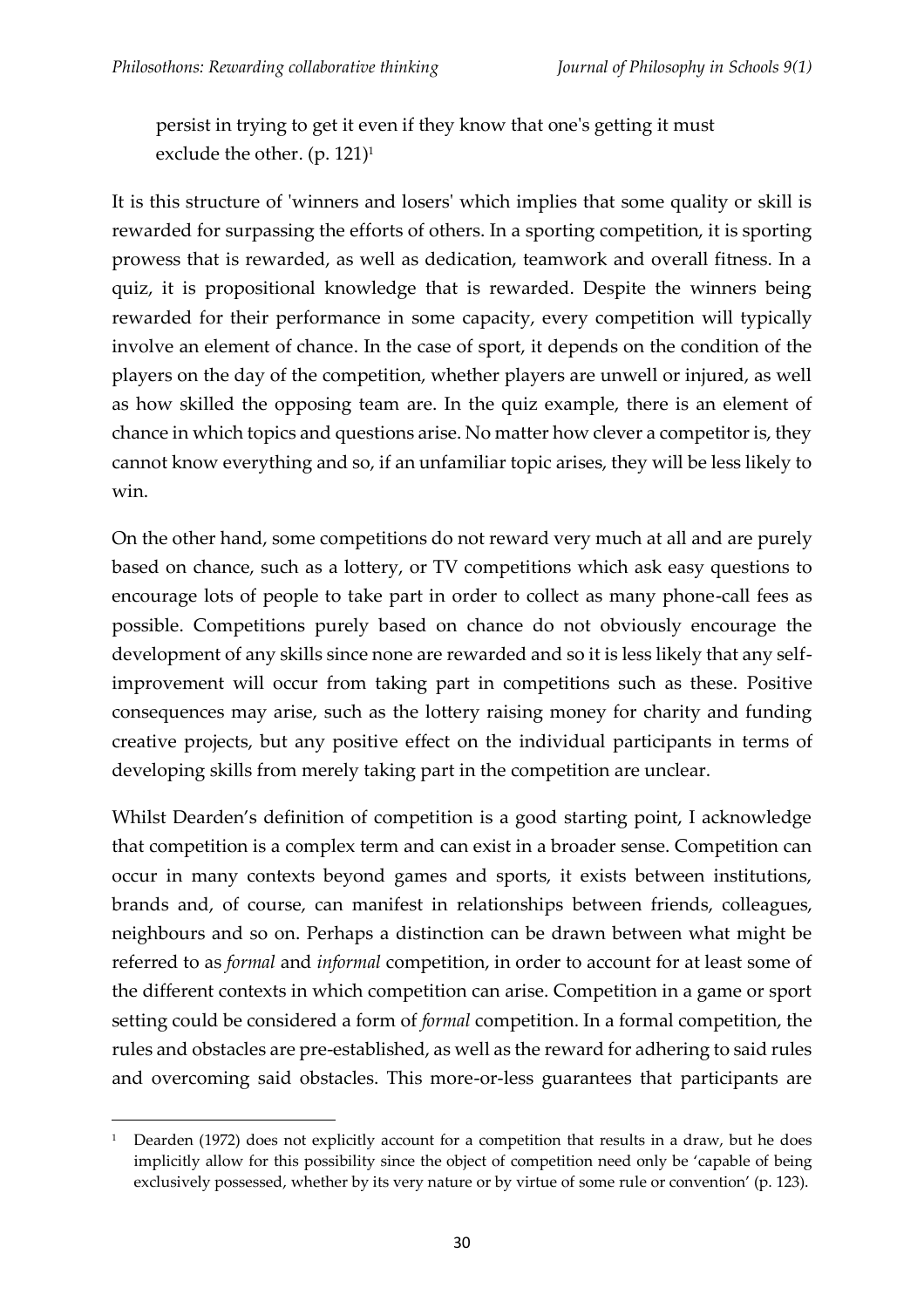persist in trying to get it even if they know that one's getting it must exclude the other. (p. 121)[1]

It is this structure of 'winners and losers' which implies that some quality or skill is rewarded for surpassing the efforts of others. In a sporting competition, it is sporting prowess that is rewarded, as well as dedication, teamwork and overall fitness. In a quiz, it is propositional knowledge that is rewarded. Despite the winners being rewarded for their performance in some capacity, every competition will typically involve an element of chance. In the case of sport, it depends on the condition of the players on the day of the competition, whether players are unwell or injured, as well as how skilled the opposing team are. In the quiz example, there is an element of chance in which topics and questions arise. No matter how clever a competitor is, they cannot know everything and so, if an unfamiliar topic arises, they will be less likely to win.

On the other hand, some competitions do not reward very much at all and are purely based on chance, such as a lottery, or TV competitions which ask easy questions to encourage lots of people to take part in order to collect as many phone-call fees as possible. Competitions purely based on chance do not obviously encourage the development of any skills since none are rewarded and so it is less likely that any self-improvement will occur from taking part in competitions such as these. Positive consequences may arise, such as the lottery raising money for charity and funding creative projects, but any positive effect on the individual participants in terms of developing skills from merely taking part in the competition are unclear.

Whilst Dearden's definition of competition is a good starting point, I acknowledge that competition is a complex term and can exist in a broader sense. Competition can occur in many contexts beyond games and sports, it exists between institutions, brands and, of course, can manifest in relationships between friends, colleagues, neighbours and so on. Perhaps a distinction can be drawn between what might be referred to as *formal* and *informal* competition, in order to account for at least some of the different contexts in which competition can arise. Competition in a game or sport setting could be considered a form of *formal* competition. In a formal competition, the rules and obstacles are pre-established, as well as the reward for adhering to said rules and overcoming said obstacles. This more-or-less guarantees that participants are

[1] Dearden (1972) does not explicitly account for a competition that results in a draw, but he does implicitly allow for this possibility since the object of competition need only be 'capable of being exclusively possessed, whether by its very nature or by virtue of some rule or convention' (p. 123).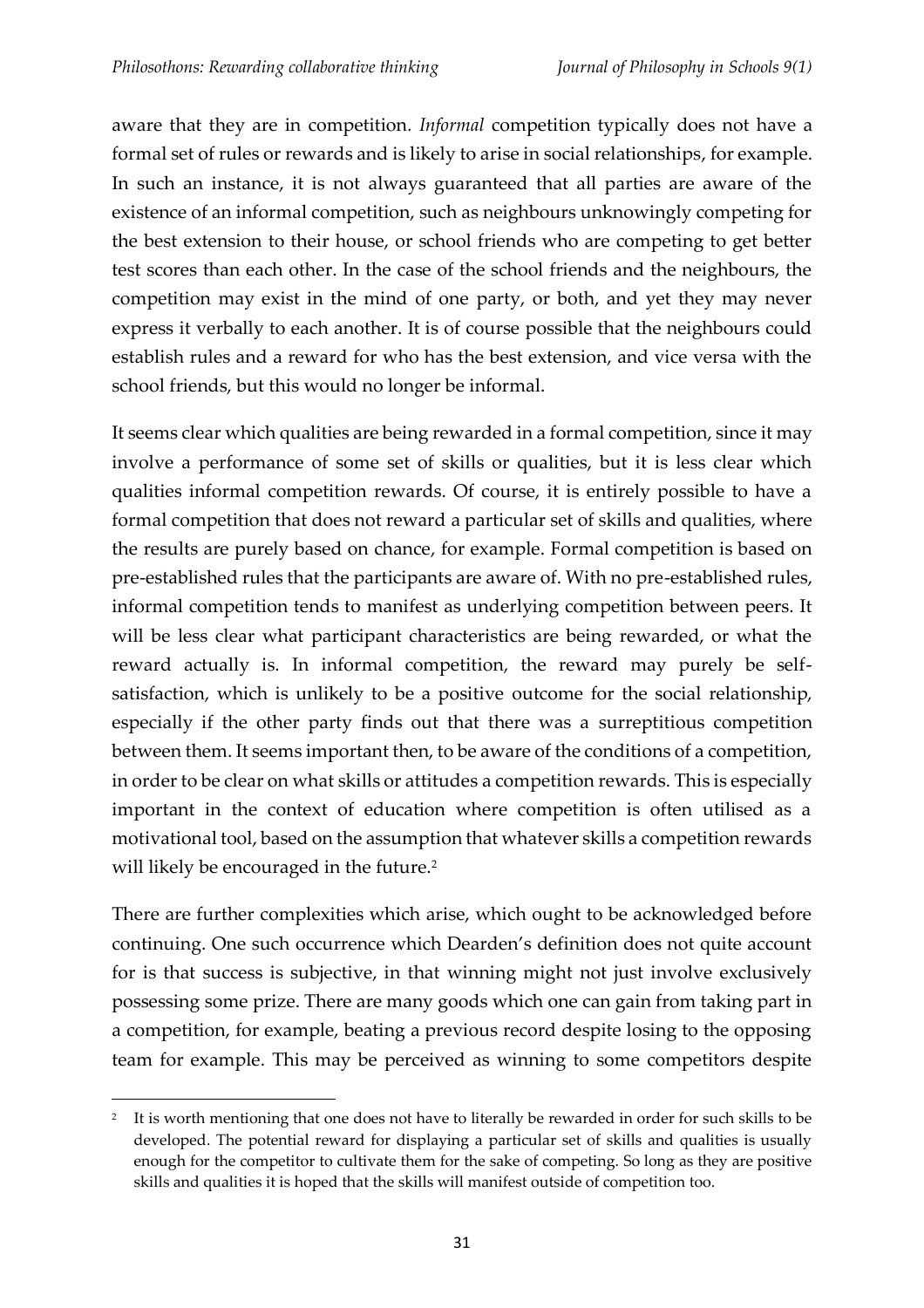aware that they are in competition. *Informal* competition typically does not have a formal set of rules or rewards and is likely to arise in social relationships, for example. In such an instance, it is not always guaranteed that all parties are aware of the existence of an informal competition, such as neighbours unknowingly competing for the best extension to their house, or school friends who are competing to get better test scores than each other. In the case of the school friends and the neighbours, the competition may exist in the mind of one party, or both, and yet they may never express it verbally to each another. It is of course possible that the neighbours could establish rules and a reward for who has the best extension, and vice versa with the school friends, but this would no longer be informal.

It seems clear which qualities are being rewarded in a formal competition, since it may involve a performance of some set of skills or qualities, but it is less clear which qualities informal competition rewards. Of course, it is entirely possible to have a formal competition that does not reward a particular set of skills and qualities, where the results are purely based on chance, for example. Formal competition is based on pre-established rules that the participants are aware of. With no pre-established rules, informal competition tends to manifest as underlying competition between peers. It will be less clear what participant characteristics are being rewarded, or what the reward actually is. In informal competition, the reward may purely be self-satisfaction, which is unlikely to be a positive outcome for the social relationship, especially if the other party finds out that there was a surreptitious competition between them. It seems important then, to be aware of the conditions of a competition, in order to be clear on what skills or attitudes a competition rewards. This is especially important in the context of education where competition is often utilised as a motivational tool, based on the assumption that whatever skills a competition rewards will likely be encouraged in the future.[2]

There are further complexities which arise, which ought to be acknowledged before continuing. One such occurrence which Dearden's definition does not quite account for is that success is subjective, in that winning might not just involve exclusively possessing some prize. There are many goods which one can gain from taking part in a competition, for example, beating a previous record despite losing to the opposing team for example. This may be perceived as winning to some competitors despite

---

[2] It is worth mentioning that one does not have to literally be rewarded in order for such skills to be developed. The potential reward for displaying a particular set of skills and qualities is usually enough for the competitor to cultivate them for the sake of competing. So long as they are positive skills and qualities it is hoped that the skills will manifest outside of competition too.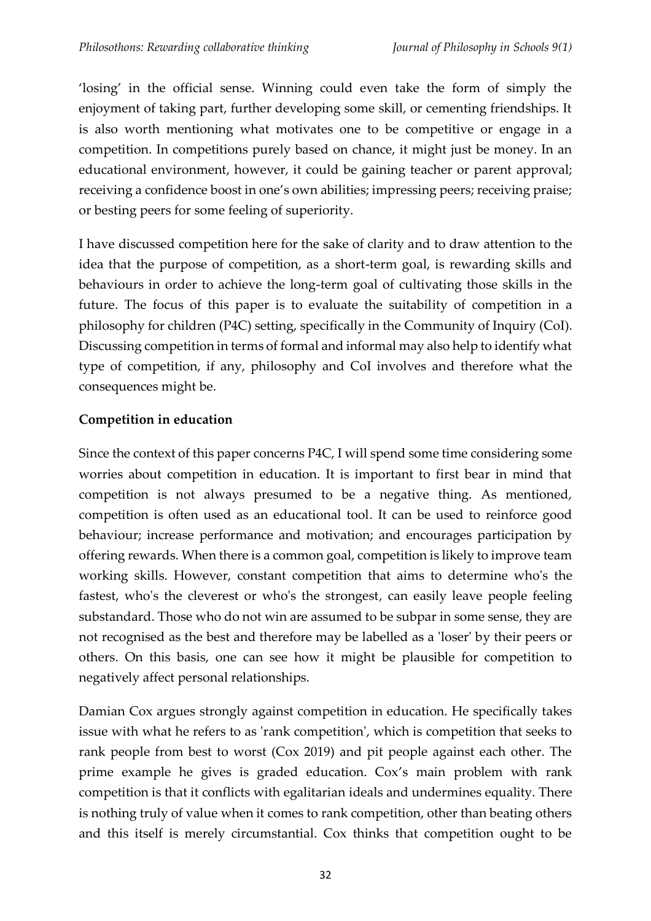'losing' in the official sense. Winning could even take the form of simply the enjoyment of taking part, further developing some skill, or cementing friendships. It is also worth mentioning what motivates one to be competitive or engage in a competition. In competitions purely based on chance, it might just be money. In an educational environment, however, it could be gaining teacher or parent approval; receiving a confidence boost in one's own abilities; impressing peers; receiving praise; or besting peers for some feeling of superiority.

I have discussed competition here for the sake of clarity and to draw attention to the idea that the purpose of competition, as a short-term goal, is rewarding skills and behaviours in order to achieve the long-term goal of cultivating those skills in the future. The focus of this paper is to evaluate the suitability of competition in a philosophy for children (P4C) setting, specifically in the Community of Inquiry (CoI). Discussing competition in terms of formal and informal may also help to identify what type of competition, if any, philosophy and CoI involves and therefore what the consequences might be.

**Competition in education**

Since the context of this paper concerns P4C, I will spend some time considering some worries about competition in education. It is important to first bear in mind that competition is not always presumed to be a negative thing. As mentioned, competition is often used as an educational tool. It can be used to reinforce good behaviour; increase performance and motivation; and encourages participation by offering rewards. When there is a common goal, competition is likely to improve team working skills. However, constant competition that aims to determine who's the fastest, who's the cleverest or who's the strongest, can easily leave people feeling substandard. Those who do not win are assumed to be subpar in some sense, they are not recognised as the best and therefore may be labelled as a 'loser' by their peers or others. On this basis, one can see how it might be plausible for competition to negatively affect personal relationships.

Damian Cox argues strongly against competition in education. He specifically takes issue with what he refers to as 'rank competition', which is competition that seeks to rank people from best to worst (Cox 2019) and pit people against each other. The prime example he gives is graded education. Cox's main problem with rank competition is that it conflicts with egalitarian ideals and undermines equality. There is nothing truly of value when it comes to rank competition, other than beating others and this itself is merely circumstantial. Cox thinks that competition ought to be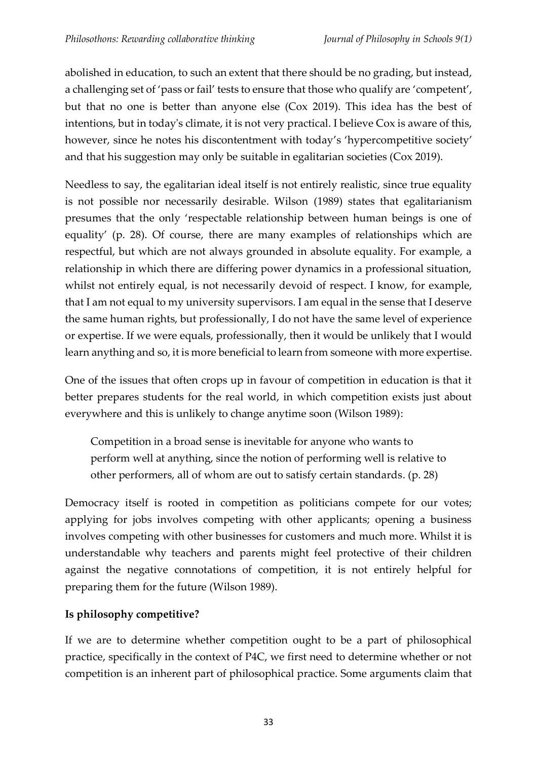abolished in education, to such an extent that there should be no grading, but instead, a challenging set of 'pass or fail' tests to ensure that those who qualify are 'competent', but that no one is better than anyone else (Cox 2019). This idea has the best of intentions, but in today's climate, it is not very practical. I believe Cox is aware of this, however, since he notes his discontentment with today's 'hypercompetitive society' and that his suggestion may only be suitable in egalitarian societies (Cox 2019).

Needless to say, the egalitarian ideal itself is not entirely realistic, since true equality is not possible nor necessarily desirable. Wilson (1989) states that egalitarianism presumes that the only 'respectable relationship between human beings is one of equality' (p. 28). Of course, there are many examples of relationships which are respectful, but which are not always grounded in absolute equality. For example, a relationship in which there are differing power dynamics in a professional situation, whilst not entirely equal, is not necessarily devoid of respect. I know, for example, that I am not equal to my university supervisors. I am equal in the sense that I deserve the same human rights, but professionally, I do not have the same level of experience or expertise. If we were equals, professionally, then it would be unlikely that I would learn anything and so, it is more beneficial to learn from someone with more expertise.

One of the issues that often crops up in favour of competition in education is that it better prepares students for the real world, in which competition exists just about everywhere and this is unlikely to change anytime soon (Wilson 1989):

> Competition in a broad sense is inevitable for anyone who wants to perform well at anything, since the notion of performing well is relative to other performers, all of whom are out to satisfy certain standards. (p. 28)

Democracy itself is rooted in competition as politicians compete for our votes; applying for jobs involves competing with other applicants; opening a business involves competing with other businesses for customers and much more. Whilst it is understandable why teachers and parents might feel protective of their children against the negative connotations of competition, it is not entirely helpful for preparing them for the future (Wilson 1989).

## Is philosophy competitive?

If we are to determine whether competition ought to be a part of philosophical practice, specifically in the context of P4C, we first need to determine whether or not competition is an inherent part of philosophical practice. Some arguments claim that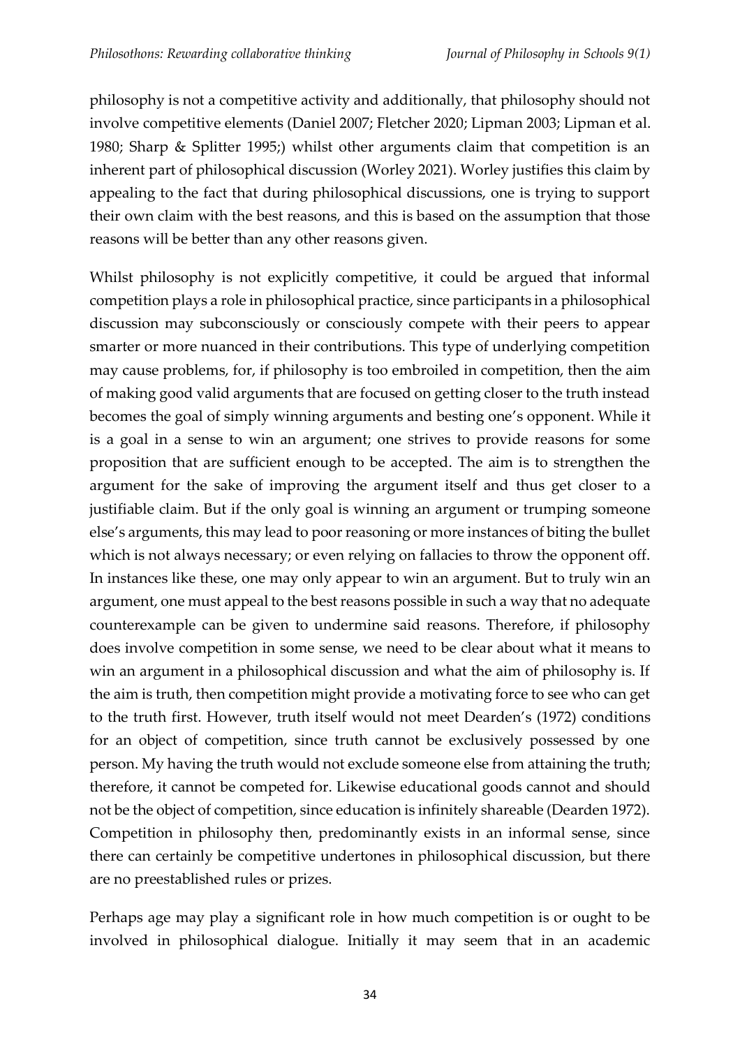philosophy is not a competitive activity and additionally, that philosophy should not involve competitive elements (Daniel 2007; Fletcher 2020; Lipman 2003; Lipman et al. 1980; Sharp & Splitter 1995;) whilst other arguments claim that competition is an inherent part of philosophical discussion (Worley 2021). Worley justifies this claim by appealing to the fact that during philosophical discussions, one is trying to support their own claim with the best reasons, and this is based on the assumption that those reasons will be better than any other reasons given.

Whilst philosophy is not explicitly competitive, it could be argued that informal competition plays a role in philosophical practice, since participants in a philosophical discussion may subconsciously or consciously compete with their peers to appear smarter or more nuanced in their contributions. This type of underlying competition may cause problems, for, if philosophy is too embroiled in competition, then the aim of making good valid arguments that are focused on getting closer to the truth instead becomes the goal of simply winning arguments and besting one's opponent. While it is a goal in a sense to win an argument; one strives to provide reasons for some proposition that are sufficient enough to be accepted. The aim is to strengthen the argument for the sake of improving the argument itself and thus get closer to a justifiable claim. But if the only goal is winning an argument or trumping someone else's arguments, this may lead to poor reasoning or more instances of biting the bullet which is not always necessary; or even relying on fallacies to throw the opponent off. In instances like these, one may only appear to win an argument. But to truly win an argument, one must appeal to the best reasons possible in such a way that no adequate counterexample can be given to undermine said reasons. Therefore, if philosophy does involve competition in some sense, we need to be clear about what it means to win an argument in a philosophical discussion and what the aim of philosophy is. If the aim is truth, then competition might provide a motivating force to see who can get to the truth first. However, truth itself would not meet Dearden's (1972) conditions for an object of competition, since truth cannot be exclusively possessed by one person. My having the truth would not exclude someone else from attaining the truth; therefore, it cannot be competed for. Likewise educational goods cannot and should not be the object of competition, since education is infinitely shareable (Dearden 1972). Competition in philosophy then, predominantly exists in an informal sense, since there can certainly be competitive undertones in philosophical discussion, but there are no preestablished rules or prizes.

Perhaps age may play a significant role in how much competition is or ought to be involved in philosophical dialogue. Initially it may seem that in an academic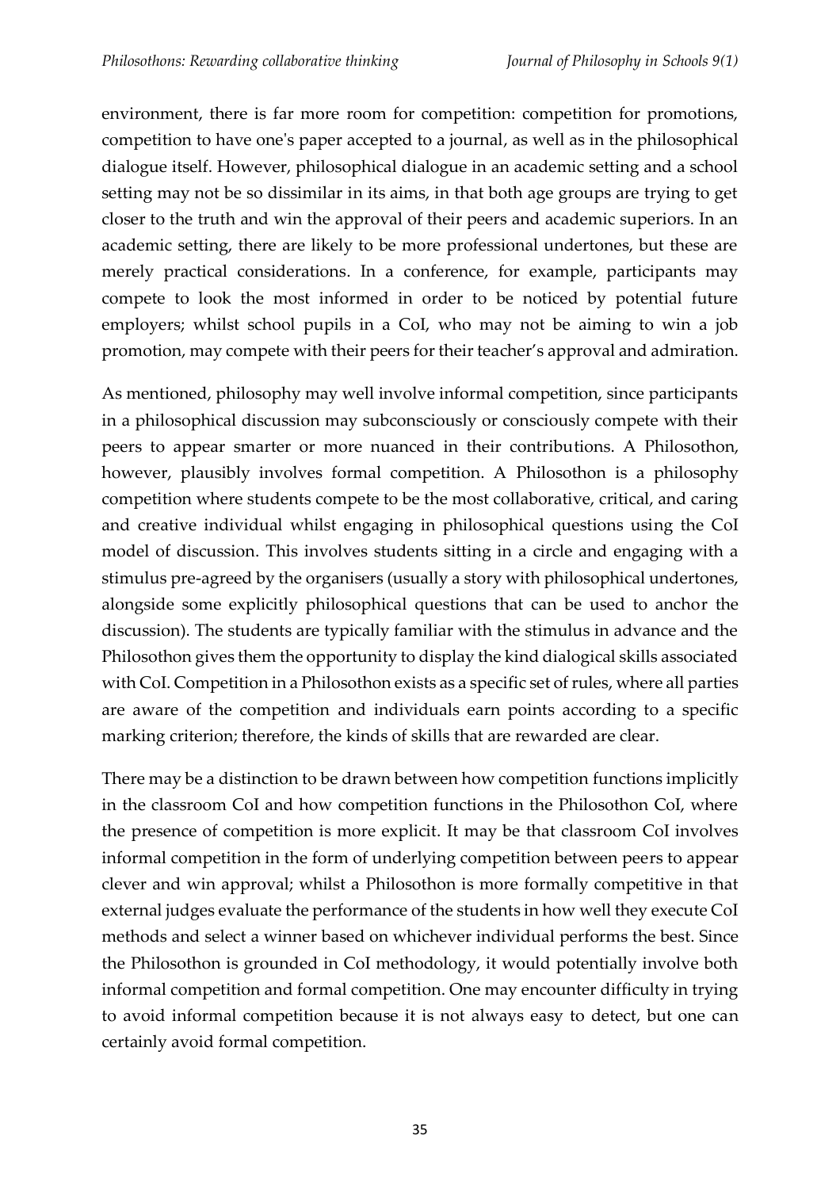environment, there is far more room for competition: competition for promotions, competition to have one's paper accepted to a journal, as well as in the philosophical dialogue itself. However, philosophical dialogue in an academic setting and a school setting may not be so dissimilar in its aims, in that both age groups are trying to get closer to the truth and win the approval of their peers and academic superiors. In an academic setting, there are likely to be more professional undertones, but these are merely practical considerations. In a conference, for example, participants may compete to look the most informed in order to be noticed by potential future employers; whilst school pupils in a CoI, who may not be aiming to win a job promotion, may compete with their peers for their teacher's approval and admiration.

As mentioned, philosophy may well involve informal competition, since participants in a philosophical discussion may subconsciously or consciously compete with their peers to appear smarter or more nuanced in their contributions. A Philosothon, however, plausibly involves formal competition. A Philosothon is a philosophy competition where students compete to be the most collaborative, critical, and caring and creative individual whilst engaging in philosophical questions using the CoI model of discussion. This involves students sitting in a circle and engaging with a stimulus pre-agreed by the organisers (usually a story with philosophical undertones, alongside some explicitly philosophical questions that can be used to anchor the discussion). The students are typically familiar with the stimulus in advance and the Philosothon gives them the opportunity to display the kind dialogical skills associated with CoI. Competition in a Philosothon exists as a specific set of rules, where all parties are aware of the competition and individuals earn points according to a specific marking criterion; therefore, the kinds of skills that are rewarded are clear.

There may be a distinction to be drawn between how competition functions implicitly in the classroom CoI and how competition functions in the Philosothon CoI, where the presence of competition is more explicit. It may be that classroom CoI involves informal competition in the form of underlying competition between peers to appear clever and win approval; whilst a Philosothon is more formally competitive in that external judges evaluate the performance of the students in how well they execute CoI methods and select a winner based on whichever individual performs the best. Since the Philosothon is grounded in CoI methodology, it would potentially involve both informal competition and formal competition. One may encounter difficulty in trying to avoid informal competition because it is not always easy to detect, but one can certainly avoid formal competition.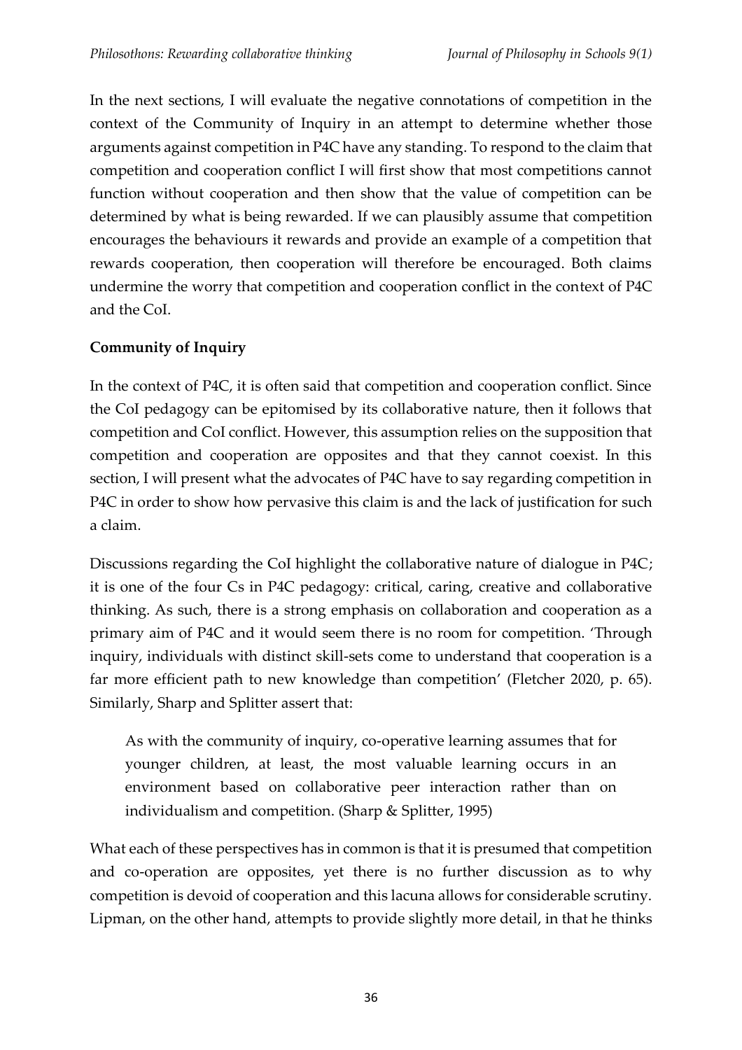In the next sections, I will evaluate the negative connotations of competition in the context of the Community of Inquiry in an attempt to determine whether those arguments against competition in P4C have any standing. To respond to the claim that competition and cooperation conflict I will first show that most competitions cannot function without cooperation and then show that the value of competition can be determined by what is being rewarded. If we can plausibly assume that competition encourages the behaviours it rewards and provide an example of a competition that rewards cooperation, then cooperation will therefore be encouraged. Both claims undermine the worry that competition and cooperation conflict in the context of P4C and the CoI.

**Community of Inquiry**

In the context of P4C, it is often said that competition and cooperation conflict. Since the CoI pedagogy can be epitomised by its collaborative nature, then it follows that competition and CoI conflict. However, this assumption relies on the supposition that competition and cooperation are opposites and that they cannot coexist. In this section, I will present what the advocates of P4C have to say regarding competition in P4C in order to show how pervasive this claim is and the lack of justification for such a claim.

Discussions regarding the CoI highlight the collaborative nature of dialogue in P4C; it is one of the four Cs in P4C pedagogy: critical, caring, creative and collaborative thinking. As such, there is a strong emphasis on collaboration and cooperation as a primary aim of P4C and it would seem there is no room for competition. 'Through inquiry, individuals with distinct skill-sets come to understand that cooperation is a far more efficient path to new knowledge than competition' (Fletcher 2020, p. 65). Similarly, Sharp and Splitter assert that:

> As with the community of inquiry, co-operative learning assumes that for younger children, at least, the most valuable learning occurs in an environment based on collaborative peer interaction rather than on individualism and competition. (Sharp & Splitter, 1995)

What each of these perspectives has in common is that it is presumed that competition and co-operation are opposites, yet there is no further discussion as to why competition is devoid of cooperation and this lacuna allows for considerable scrutiny. Lipman, on the other hand, attempts to provide slightly more detail, in that he thinks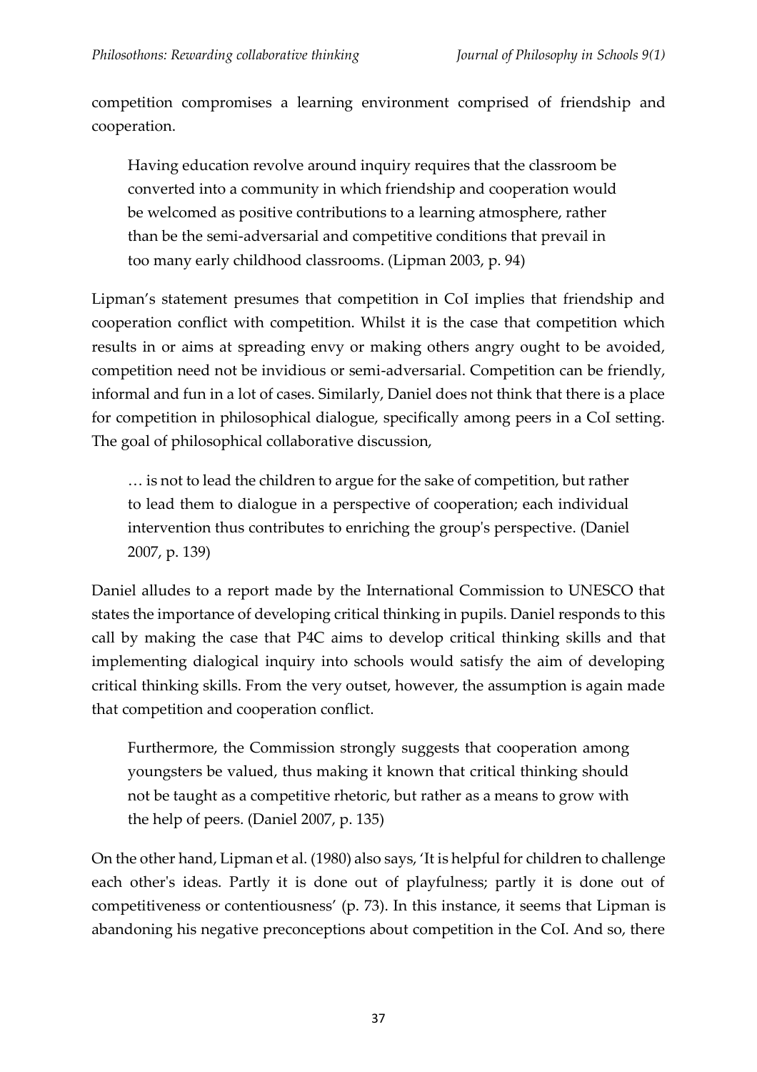competition compromises a learning environment comprised of friendship and cooperation.

> Having education revolve around inquiry requires that the classroom be converted into a community in which friendship and cooperation would be welcomed as positive contributions to a learning atmosphere, rather than be the semi-adversarial and competitive conditions that prevail in too many early childhood classrooms. (Lipman 2003, p. 94)

Lipman's statement presumes that competition in CoI implies that friendship and cooperation conflict with competition. Whilst it is the case that competition which results in or aims at spreading envy or making others angry ought to be avoided, competition need not be invidious or semi-adversarial. Competition can be friendly, informal and fun in a lot of cases. Similarly, Daniel does not think that there is a place for competition in philosophical dialogue, specifically among peers in a CoI setting. The goal of philosophical collaborative discussion,

> … is not to lead the children to argue for the sake of competition, but rather to lead them to dialogue in a perspective of cooperation; each individual intervention thus contributes to enriching the group's perspective. (Daniel 2007, p. 139)

Daniel alludes to a report made by the International Commission to UNESCO that states the importance of developing critical thinking in pupils. Daniel responds to this call by making the case that P4C aims to develop critical thinking skills and that implementing dialogical inquiry into schools would satisfy the aim of developing critical thinking skills. From the very outset, however, the assumption is again made that competition and cooperation conflict.

> Furthermore, the Commission strongly suggests that cooperation among youngsters be valued, thus making it known that critical thinking should not be taught as a competitive rhetoric, but rather as a means to grow with the help of peers. (Daniel 2007, p. 135)

On the other hand, Lipman et al. (1980) also says, 'It is helpful for children to challenge each other's ideas. Partly it is done out of playfulness; partly it is done out of competitiveness or contentiousness' (p. 73). In this instance, it seems that Lipman is abandoning his negative preconceptions about competition in the CoI. And so, there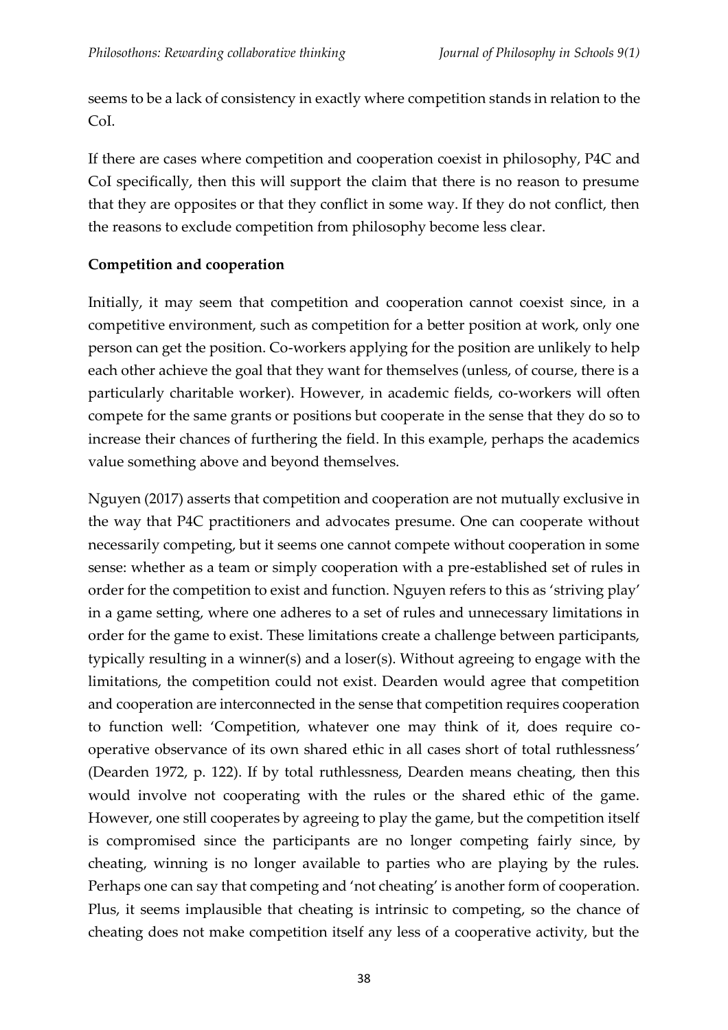seems to be a lack of consistency in exactly where competition stands in relation to the CoI.

If there are cases where competition and cooperation coexist in philosophy, P4C and CoI specifically, then this will support the claim that there is no reason to presume that they are opposites or that they conflict in some way. If they do not conflict, then the reasons to exclude competition from philosophy become less clear.

**Competition and cooperation**

Initially, it may seem that competition and cooperation cannot coexist since, in a competitive environment, such as competition for a better position at work, only one person can get the position. Co-workers applying for the position are unlikely to help each other achieve the goal that they want for themselves (unless, of course, there is a particularly charitable worker). However, in academic fields, co-workers will often compete for the same grants or positions but cooperate in the sense that they do so to increase their chances of furthering the field. In this example, perhaps the academics value something above and beyond themselves.

Nguyen (2017) asserts that competition and cooperation are not mutually exclusive in the way that P4C practitioners and advocates presume. One can cooperate without necessarily competing, but it seems one cannot compete without cooperation in some sense: whether as a team or simply cooperation with a pre-established set of rules in order for the competition to exist and function. Nguyen refers to this as 'striving play' in a game setting, where one adheres to a set of rules and unnecessary limitations in order for the game to exist. These limitations create a challenge between participants, typically resulting in a winner(s) and a loser(s). Without agreeing to engage with the limitations, the competition could not exist. Dearden would agree that competition and cooperation are interconnected in the sense that competition requires cooperation to function well: 'Competition, whatever one may think of it, does require co-operative observance of its own shared ethic in all cases short of total ruthlessness' (Dearden 1972, p. 122). If by total ruthlessness, Dearden means cheating, then this would involve not cooperating with the rules or the shared ethic of the game. However, one still cooperates by agreeing to play the game, but the competition itself is compromised since the participants are no longer competing fairly since, by cheating, winning is no longer available to parties who are playing by the rules. Perhaps one can say that competing and 'not cheating' is another form of cooperation. Plus, it seems implausible that cheating is intrinsic to competing, so the chance of cheating does not make competition itself any less of a cooperative activity, but the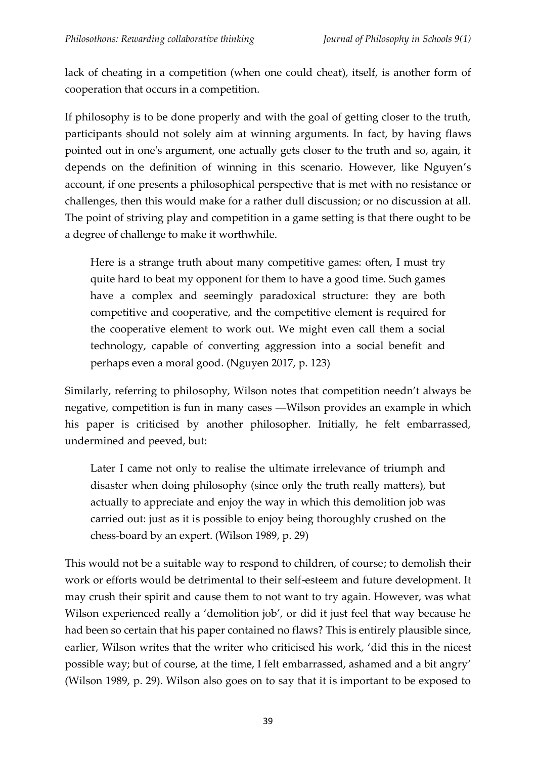lack of cheating in a competition (when one could cheat), itself, is another form of cooperation that occurs in a competition.

If philosophy is to be done properly and with the goal of getting closer to the truth, participants should not solely aim at winning arguments. In fact, by having flaws pointed out in one's argument, one actually gets closer to the truth and so, again, it depends on the definition of winning in this scenario. However, like Nguyen's account, if one presents a philosophical perspective that is met with no resistance or challenges, then this would make for a rather dull discussion; or no discussion at all. The point of striving play and competition in a game setting is that there ought to be a degree of challenge to make it worthwhile.

> Here is a strange truth about many competitive games: often, I must try quite hard to beat my opponent for them to have a good time. Such games have a complex and seemingly paradoxical structure: they are both competitive and cooperative, and the competitive element is required for the cooperative element to work out. We might even call them a social technology, capable of converting aggression into a social benefit and perhaps even a moral good. (Nguyen 2017, p. 123)

Similarly, referring to philosophy, Wilson notes that competition needn't always be negative, competition is fun in many cases —Wilson provides an example in which his paper is criticised by another philosopher. Initially, he felt embarrassed, undermined and peeved, but:

> Later I came not only to realise the ultimate irrelevance of triumph and disaster when doing philosophy (since only the truth really matters), but actually to appreciate and enjoy the way in which this demolition job was carried out: just as it is possible to enjoy being thoroughly crushed on the chess-board by an expert. (Wilson 1989, p. 29)

This would not be a suitable way to respond to children, of course; to demolish their work or efforts would be detrimental to their self-esteem and future development. It may crush their spirit and cause them to not want to try again. However, was what Wilson experienced really a 'demolition job', or did it just feel that way because he had been so certain that his paper contained no flaws? This is entirely plausible since, earlier, Wilson writes that the writer who criticised his work, 'did this in the nicest possible way; but of course, at the time, I felt embarrassed, ashamed and a bit angry' (Wilson 1989, p. 29). Wilson also goes on to say that it is important to be exposed to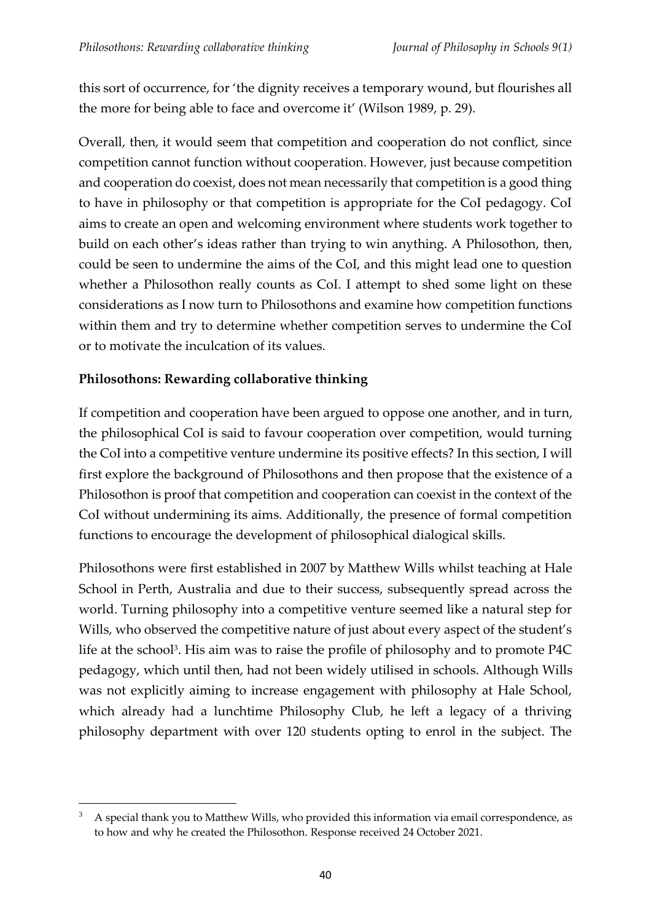this sort of occurrence, for 'the dignity receives a temporary wound, but flourishes all the more for being able to face and overcome it' (Wilson 1989, p. 29).

Overall, then, it would seem that competition and cooperation do not conflict, since competition cannot function without cooperation. However, just because competition and cooperation do coexist, does not mean necessarily that competition is a good thing to have in philosophy or that competition is appropriate for the CoI pedagogy. CoI aims to create an open and welcoming environment where students work together to build on each other's ideas rather than trying to win anything. A Philosothon, then, could be seen to undermine the aims of the CoI, and this might lead one to question whether a Philosothon really counts as CoI. I attempt to shed some light on these considerations as I now turn to Philosothons and examine how competition functions within them and try to determine whether competition serves to undermine the CoI or to motivate the inculcation of its values.

## Philosothons: Rewarding collaborative thinking

If competition and cooperation have been argued to oppose one another, and in turn, the philosophical CoI is said to favour cooperation over competition, would turning the CoI into a competitive venture undermine its positive effects? In this section, I will first explore the background of Philosothons and then propose that the existence of a Philosothon is proof that competition and cooperation can coexist in the context of the CoI without undermining its aims. Additionally, the presence of formal competition functions to encourage the development of philosophical dialogical skills.

Philosothons were first established in 2007 by Matthew Wills whilst teaching at Hale School in Perth, Australia and due to their success, subsequently spread across the world. Turning philosophy into a competitive venture seemed like a natural step for Wills, who observed the competitive nature of just about every aspect of the student's life at the school[3]. His aim was to raise the profile of philosophy and to promote P4C pedagogy, which until then, had not been widely utilised in schools. Although Wills was not explicitly aiming to increase engagement with philosophy at Hale School, which already had a lunchtime Philosophy Club, he left a legacy of a thriving philosophy department with over 120 students opting to enrol in the subject. The

[3] A special thank you to Matthew Wills, who provided this information via email correspondence, as to how and why he created the Philosothon. Response received 24 October 2021.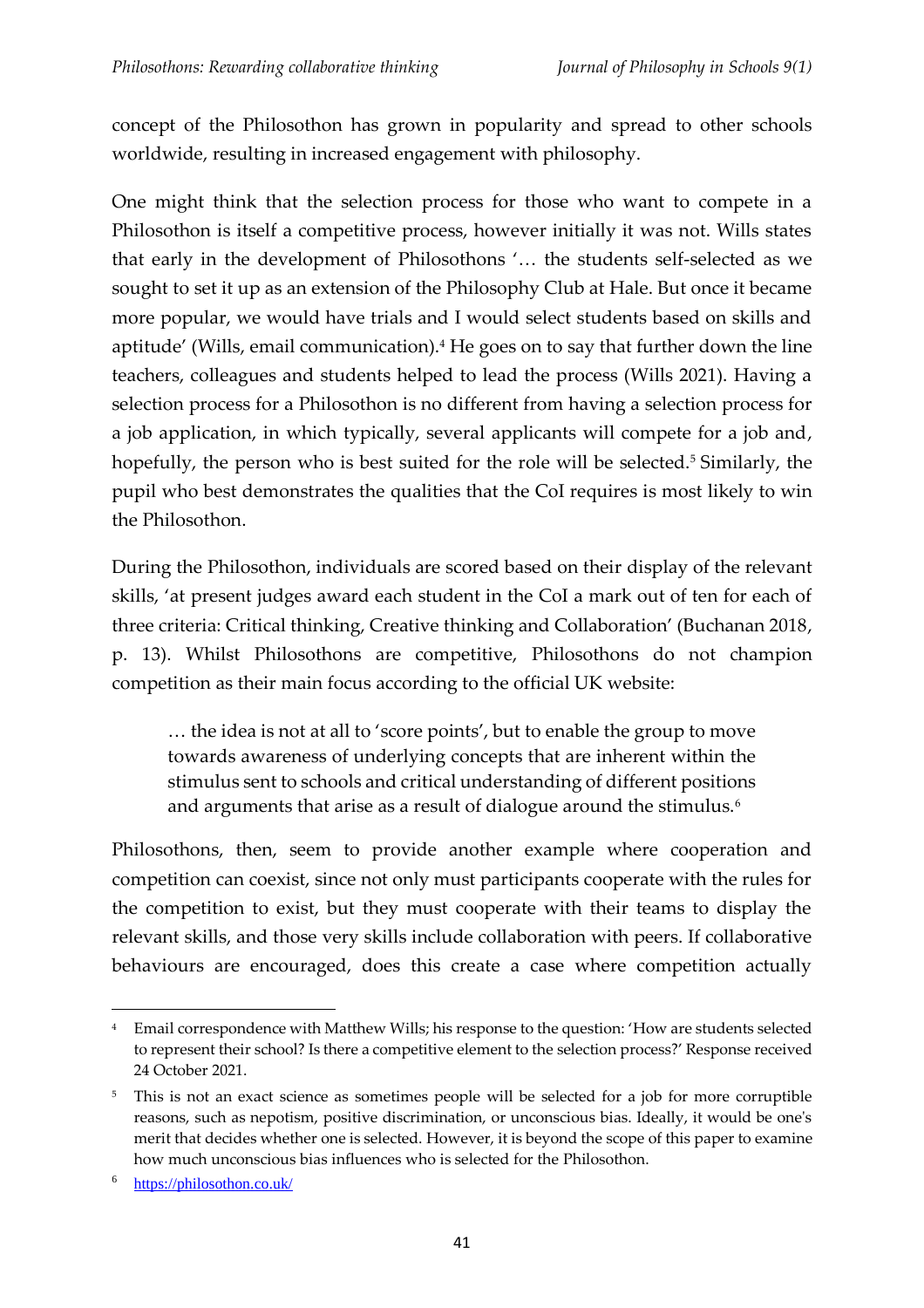concept of the Philosothon has grown in popularity and spread to other schools worldwide, resulting in increased engagement with philosophy.

One might think that the selection process for those who want to compete in a Philosothon is itself a competitive process, however initially it was not. Wills states that early in the development of Philosothons '… the students self-selected as we sought to set it up as an extension of the Philosophy Club at Hale. But once it became more popular, we would have trials and I would select students based on skills and aptitude' (Wills, email communication).[4] He goes on to say that further down the line teachers, colleagues and students helped to lead the process (Wills 2021). Having a selection process for a Philosothon is no different from having a selection process for a job application, in which typically, several applicants will compete for a job and, hopefully, the person who is best suited for the role will be selected.[5] Similarly, the pupil who best demonstrates the qualities that the CoI requires is most likely to win the Philosothon.

During the Philosothon, individuals are scored based on their display of the relevant skills, 'at present judges award each student in the CoI a mark out of ten for each of three criteria: Critical thinking, Creative thinking and Collaboration' (Buchanan 2018, p. 13). Whilst Philosothons are competitive, Philosothons do not champion competition as their main focus according to the official UK website:

> … the idea is not at all to 'score points', but to enable the group to move towards awareness of underlying concepts that are inherent within the stimulus sent to schools and critical understanding of different positions and arguments that arise as a result of dialogue around the stimulus.[6]

Philosothons, then, seem to provide another example where cooperation and competition can coexist, since not only must participants cooperate with the rules for the competition to exist, but they must cooperate with their teams to display the relevant skills, and those very skills include collaboration with peers. If collaborative behaviours are encouraged, does this create a case where competition actually

---

[4] Email correspondence with Matthew Wills; his response to the question: 'How are students selected to represent their school? Is there a competitive element to the selection process?' Response received 24 October 2021.

[5] This is not an exact science as sometimes people will be selected for a job for more corruptible reasons, such as nepotism, positive discrimination, or unconscious bias. Ideally, it would be one's merit that decides whether one is selected. However, it is beyond the scope of this paper to examine how much unconscious bias influences who is selected for the Philosothon.

[6] https://philosothon.co.uk/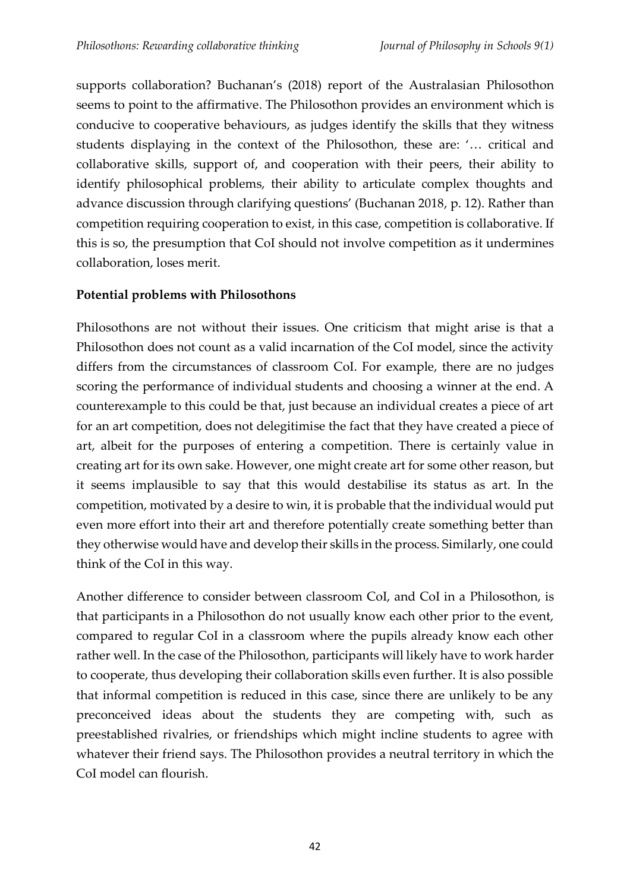supports collaboration? Buchanan's (2018) report of the Australasian Philosothon seems to point to the affirmative. The Philosothon provides an environment which is conducive to cooperative behaviours, as judges identify the skills that they witness students displaying in the context of the Philosothon, these are: '… critical and collaborative skills, support of, and cooperation with their peers, their ability to identify philosophical problems, their ability to articulate complex thoughts and advance discussion through clarifying questions' (Buchanan 2018, p. 12). Rather than competition requiring cooperation to exist, in this case, competition is collaborative. If this is so, the presumption that CoI should not involve competition as it undermines collaboration, loses merit.

**Potential problems with Philosothons**

Philosothons are not without their issues. One criticism that might arise is that a Philosothon does not count as a valid incarnation of the CoI model, since the activity differs from the circumstances of classroom CoI. For example, there are no judges scoring the performance of individual students and choosing a winner at the end. A counterexample to this could be that, just because an individual creates a piece of art for an art competition, does not delegitimise the fact that they have created a piece of art, albeit for the purposes of entering a competition. There is certainly value in creating art for its own sake. However, one might create art for some other reason, but it seems implausible to say that this would destabilise its status as art. In the competition, motivated by a desire to win, it is probable that the individual would put even more effort into their art and therefore potentially create something better than they otherwise would have and develop their skills in the process. Similarly, one could think of the CoI in this way.

Another difference to consider between classroom CoI, and CoI in a Philosothon, is that participants in a Philosothon do not usually know each other prior to the event, compared to regular CoI in a classroom where the pupils already know each other rather well. In the case of the Philosothon, participants will likely have to work harder to cooperate, thus developing their collaboration skills even further. It is also possible that informal competition is reduced in this case, since there are unlikely to be any preconceived ideas about the students they are competing with, such as preestablished rivalries, or friendships which might incline students to agree with whatever their friend says. The Philosothon provides a neutral territory in which the CoI model can flourish.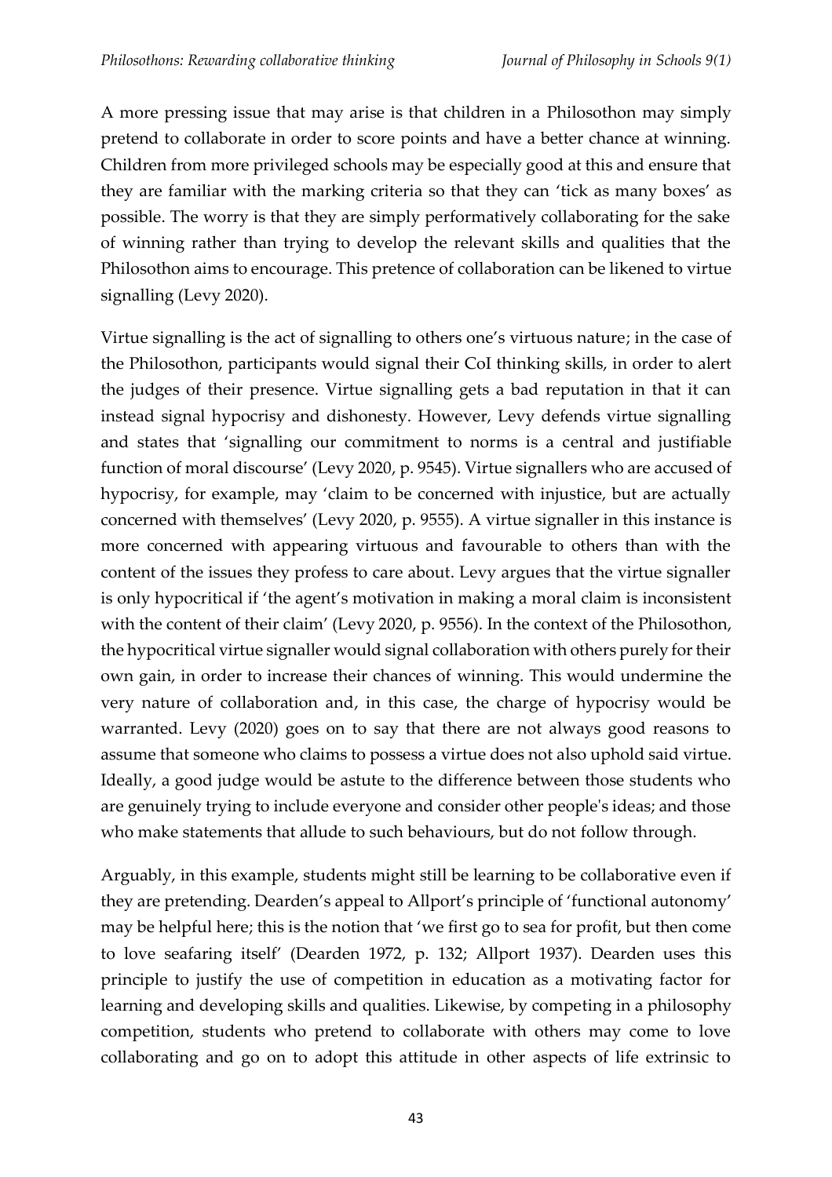A more pressing issue that may arise is that children in a Philosothon may simply pretend to collaborate in order to score points and have a better chance at winning. Children from more privileged schools may be especially good at this and ensure that they are familiar with the marking criteria so that they can 'tick as many boxes' as possible. The worry is that they are simply performatively collaborating for the sake of winning rather than trying to develop the relevant skills and qualities that the Philosothon aims to encourage. This pretence of collaboration can be likened to virtue signalling (Levy 2020).

Virtue signalling is the act of signalling to others one's virtuous nature; in the case of the Philosothon, participants would signal their CoI thinking skills, in order to alert the judges of their presence. Virtue signalling gets a bad reputation in that it can instead signal hypocrisy and dishonesty. However, Levy defends virtue signalling and states that 'signalling our commitment to norms is a central and justifiable function of moral discourse' (Levy 2020, p. 9545). Virtue signallers who are accused of hypocrisy, for example, may 'claim to be concerned with injustice, but are actually concerned with themselves' (Levy 2020, p. 9555). A virtue signaller in this instance is more concerned with appearing virtuous and favourable to others than with the content of the issues they profess to care about. Levy argues that the virtue signaller is only hypocritical if 'the agent's motivation in making a moral claim is inconsistent with the content of their claim' (Levy 2020, p. 9556). In the context of the Philosothon, the hypocritical virtue signaller would signal collaboration with others purely for their own gain, in order to increase their chances of winning. This would undermine the very nature of collaboration and, in this case, the charge of hypocrisy would be warranted. Levy (2020) goes on to say that there are not always good reasons to assume that someone who claims to possess a virtue does not also uphold said virtue. Ideally, a good judge would be astute to the difference between those students who are genuinely trying to include everyone and consider other people's ideas; and those who make statements that allude to such behaviours, but do not follow through.

Arguably, in this example, students might still be learning to be collaborative even if they are pretending. Dearden's appeal to Allport's principle of 'functional autonomy' may be helpful here; this is the notion that 'we first go to sea for profit, but then come to love seafaring itself' (Dearden 1972, p. 132; Allport 1937). Dearden uses this principle to justify the use of competition in education as a motivating factor for learning and developing skills and qualities. Likewise, by competing in a philosophy competition, students who pretend to collaborate with others may come to love collaborating and go on to adopt this attitude in other aspects of life extrinsic to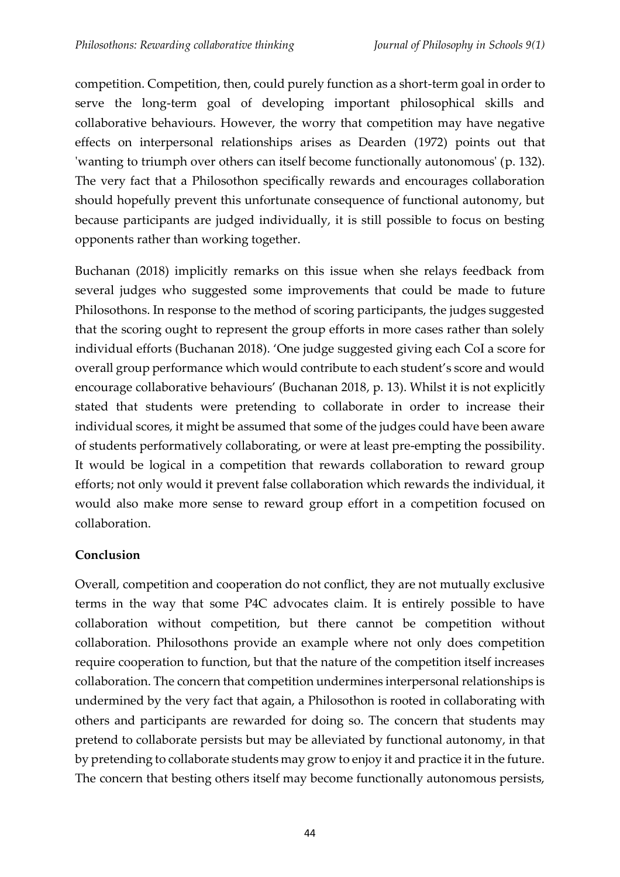competition. Competition, then, could purely function as a short-term goal in order to serve the long-term goal of developing important philosophical skills and collaborative behaviours. However, the worry that competition may have negative effects on interpersonal relationships arises as Dearden (1972) points out that 'wanting to triumph over others can itself become functionally autonomous' (p. 132). The very fact that a Philosothon specifically rewards and encourages collaboration should hopefully prevent this unfortunate consequence of functional autonomy, but because participants are judged individually, it is still possible to focus on besting opponents rather than working together.

Buchanan (2018) implicitly remarks on this issue when she relays feedback from several judges who suggested some improvements that could be made to future Philosothons. In response to the method of scoring participants, the judges suggested that the scoring ought to represent the group efforts in more cases rather than solely individual efforts (Buchanan 2018). 'One judge suggested giving each CoI a score for overall group performance which would contribute to each student's score and would encourage collaborative behaviours' (Buchanan 2018, p. 13). Whilst it is not explicitly stated that students were pretending to collaborate in order to increase their individual scores, it might be assumed that some of the judges could have been aware of students performatively collaborating, or were at least pre-empting the possibility. It would be logical in a competition that rewards collaboration to reward group efforts; not only would it prevent false collaboration which rewards the individual, it would also make more sense to reward group effort in a competition focused on collaboration.

**Conclusion**

Overall, competition and cooperation do not conflict, they are not mutually exclusive terms in the way that some P4C advocates claim. It is entirely possible to have collaboration without competition, but there cannot be competition without collaboration. Philosothons provide an example where not only does competition require cooperation to function, but that the nature of the competition itself increases collaboration. The concern that competition undermines interpersonal relationships is undermined by the very fact that again, a Philosothon is rooted in collaborating with others and participants are rewarded for doing so. The concern that students may pretend to collaborate persists but may be alleviated by functional autonomy, in that by pretending to collaborate students may grow to enjoy it and practice it in the future. The concern that besting others itself may become functionally autonomous persists,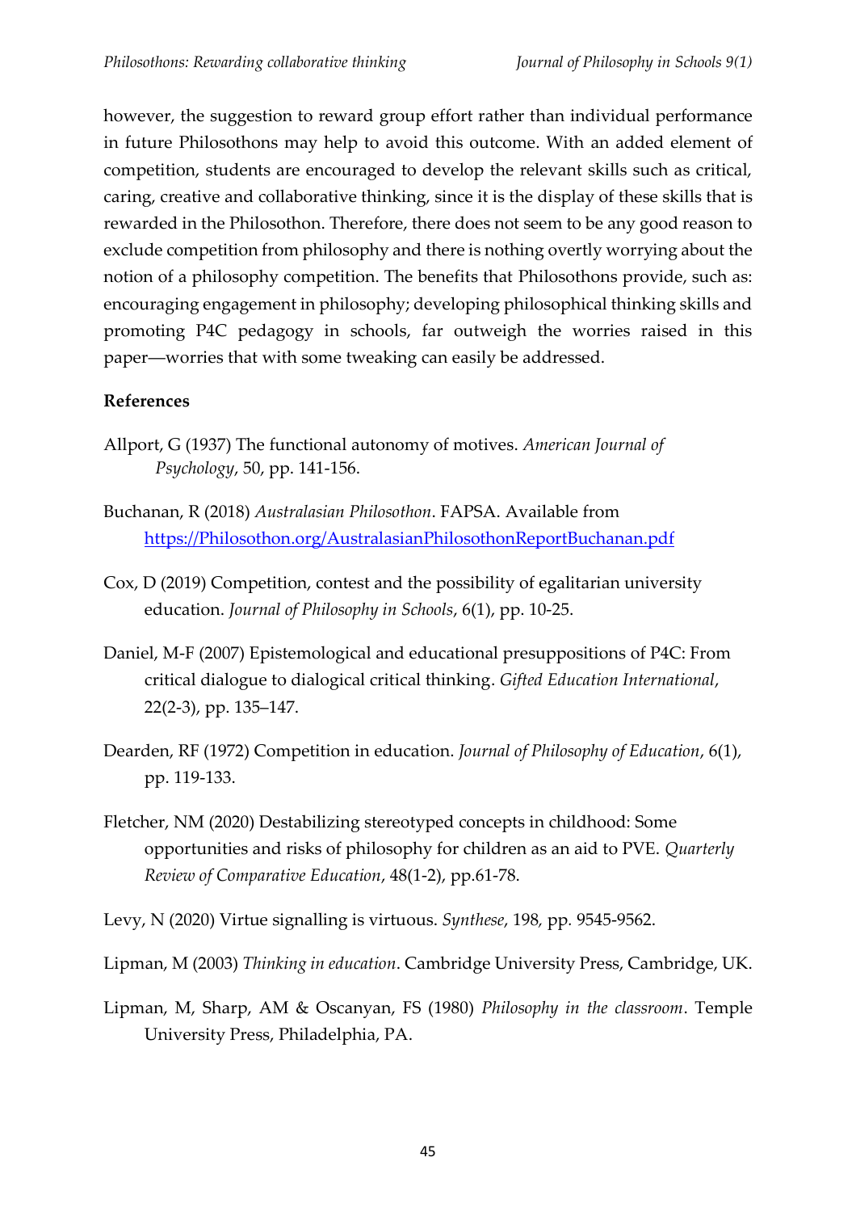however, the suggestion to reward group effort rather than individual performance in future Philosothons may help to avoid this outcome. With an added element of competition, students are encouraged to develop the relevant skills such as critical, caring, creative and collaborative thinking, since it is the display of these skills that is rewarded in the Philosothon. Therefore, there does not seem to be any good reason to exclude competition from philosophy and there is nothing overtly worrying about the notion of a philosophy competition. The benefits that Philosothons provide, such as: encouraging engagement in philosophy; developing philosophical thinking skills and promoting P4C pedagogy in schools, far outweigh the worries raised in this paper—worries that with some tweaking can easily be addressed.

**References**

Allport, G (1937) The functional autonomy of motives. *American Journal of Psychology*, 50, pp. 141-156.

Buchanan, R (2018) *Australasian Philosothon*. FAPSA. Available from https://Philosothon.org/AustralasianPhilosothonReportBuchanan.pdf

Cox, D (2019) Competition, contest and the possibility of egalitarian university education. *Journal of Philosophy in Schools*, 6(1), pp. 10-25.

Daniel, M-F (2007) Epistemological and educational presuppositions of P4C: From critical dialogue to dialogical critical thinking. *Gifted Education International*, 22(2-3), pp. 135–147.

Dearden, RF (1972) Competition in education. *Journal of Philosophy of Education*, 6(1), pp. 119-133.

Fletcher, NM (2020) Destabilizing stereotyped concepts in childhood: Some opportunities and risks of philosophy for children as an aid to PVE. *Quarterly Review of Comparative Education*, 48(1-2), pp.61-78.

Levy, N (2020) Virtue signalling is virtuous. *Synthese*, 198, pp. 9545-9562.

Lipman, M (2003) *Thinking in education*. Cambridge University Press, Cambridge, UK.

Lipman, M, Sharp, AM & Oscanyan, FS (1980) *Philosophy in the classroom*. Temple University Press, Philadelphia, PA.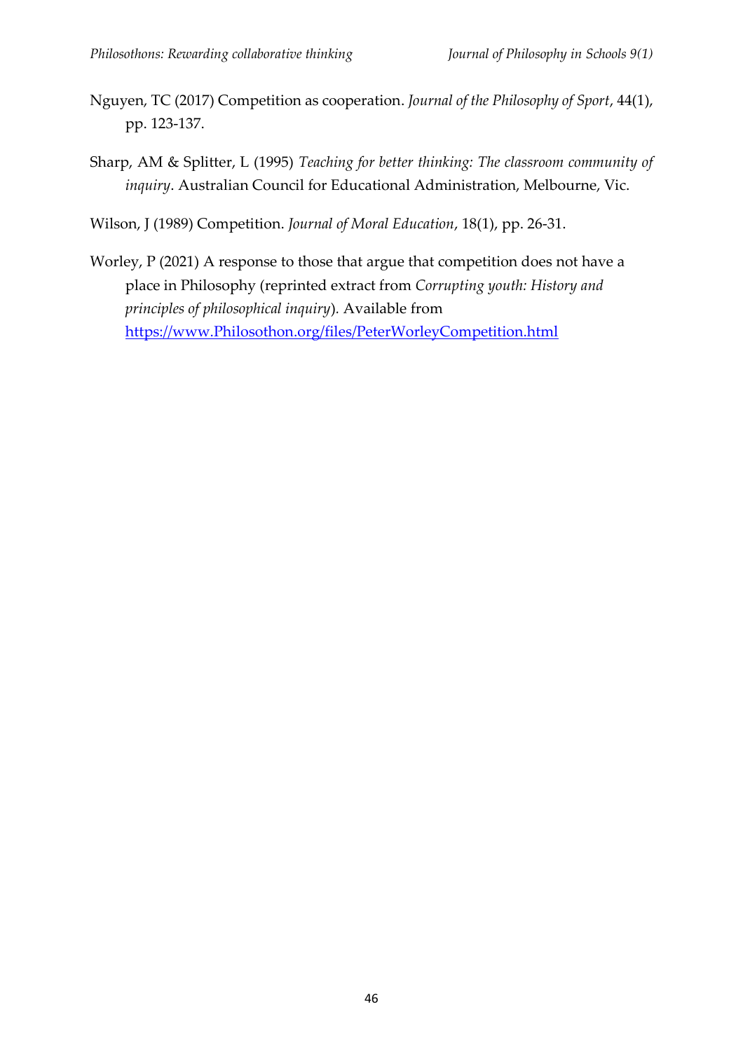Nguyen, TC (2017) Competition as cooperation. *Journal of the Philosophy of Sport*, 44(1), pp. 123-137.

Sharp, AM & Splitter, L (1995) *Teaching for better thinking: The classroom community of inquiry*. Australian Council for Educational Administration, Melbourne, Vic.

Wilson, J (1989) Competition. *Journal of Moral Education*, 18(1), pp. 26-31.

Worley, P (2021) A response to those that argue that competition does not have a place in Philosophy (reprinted extract from *Corrupting youth: History and principles of philosophical inquiry*). Available from [https://www.Philosothon.org/files/PeterWorleyCompetition.html](https://www.Philosothon.org/files/PeterWorleyCompetition.html)